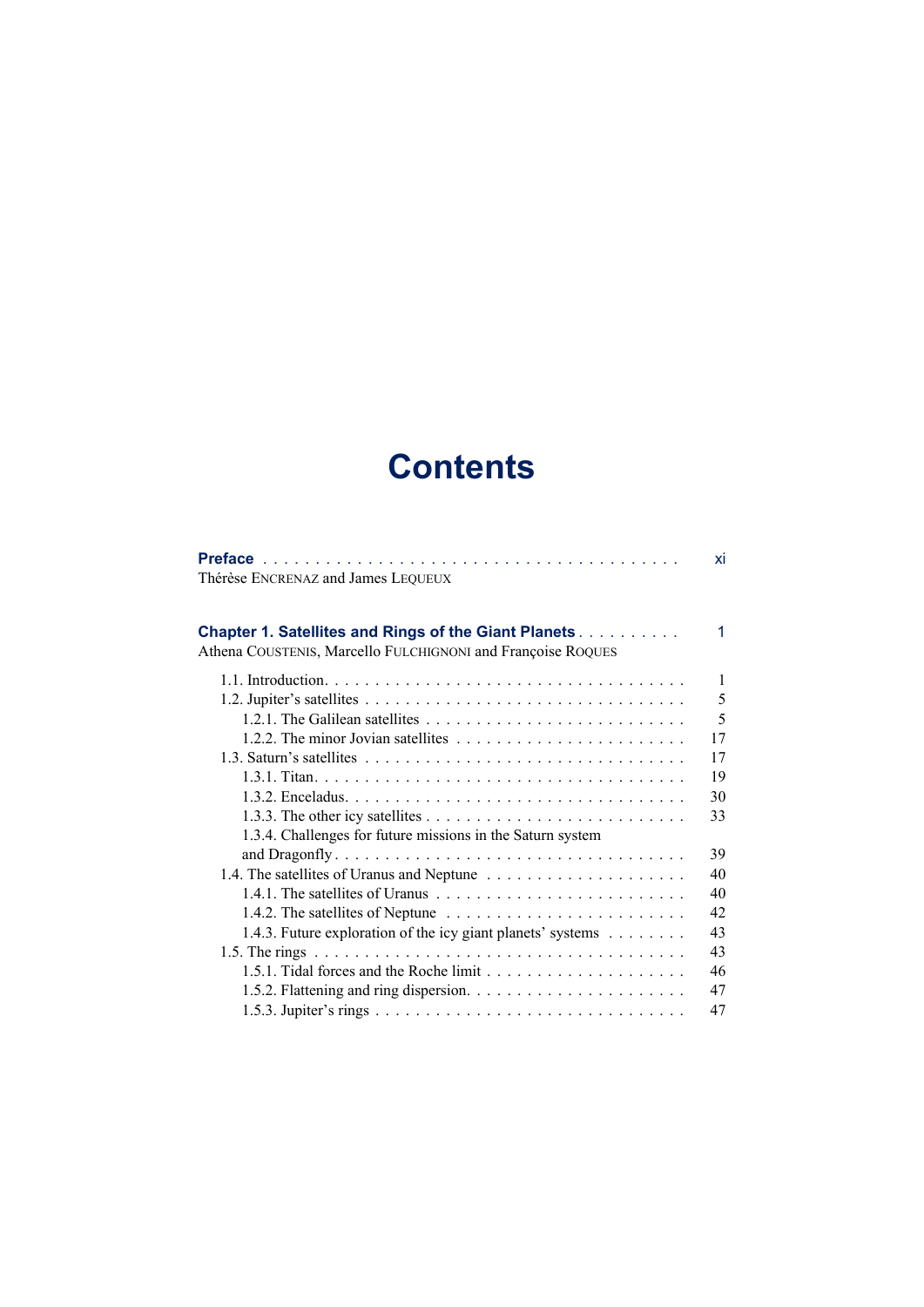# Contents

**Preface** . . . . . . . . . . . . . . . . . . . . . . . . . . . . . . . . . . . . . . . . xi
Thérèse ENCRENAZ and James LEQUEUX

**Chapter 1. Satellites and Rings of the Giant Planets** . . . . . . . . . . 1
Athena COUSTENIS, Marcello FULCHIGNONI and Françoise ROQUES

- 1.1. Introduction. . . . . . . . . . . . . . . . . . . . . . . . . . . . . . . . . . . 1
- 1.2. Jupiter's satellites . . . . . . . . . . . . . . . . . . . . . . . . . . . . . . 5
  - 1.2.1. The Galilean satellites . . . . . . . . . . . . . . . . . . . . . . . . 5
  - 1.2.2. The minor Jovian satellites . . . . . . . . . . . . . . . . . . . . . 17
- 1.3. Saturn's satellites . . . . . . . . . . . . . . . . . . . . . . . . . . . . . . 17
  - 1.3.1. Titan. . . . . . . . . . . . . . . . . . . . . . . . . . . . . . . . . . . 19
  - 1.3.2. Enceladus. . . . . . . . . . . . . . . . . . . . . . . . . . . . . . . . 30
  - 1.3.3. The other icy satellites . . . . . . . . . . . . . . . . . . . . . . . 33
  - 1.3.4. Challenges for future missions in the Saturn system and Dragonfly . . . . . . . . . . . . . . . . . . . . . . . . . . . . . . . . . 39
- 1.4. The satellites of Uranus and Neptune . . . . . . . . . . . . . . . . . . 40
  - 1.4.1. The satellites of Uranus . . . . . . . . . . . . . . . . . . . . . . . 40
  - 1.4.2. The satellites of Neptune . . . . . . . . . . . . . . . . . . . . . . 42
  - 1.4.3. Future exploration of the icy giant planets' systems . . . . . . . . 43
- 1.5. The rings . . . . . . . . . . . . . . . . . . . . . . . . . . . . . . . . . . . 43
  - 1.5.1. Tidal forces and the Roche limit . . . . . . . . . . . . . . . . . . . 46
  - 1.5.2. Flattening and ring dispersion. . . . . . . . . . . . . . . . . . . . . 47
  - 1.5.3. Jupiter's rings . . . . . . . . . . . . . . . . . . . . . . . . . . . . . 47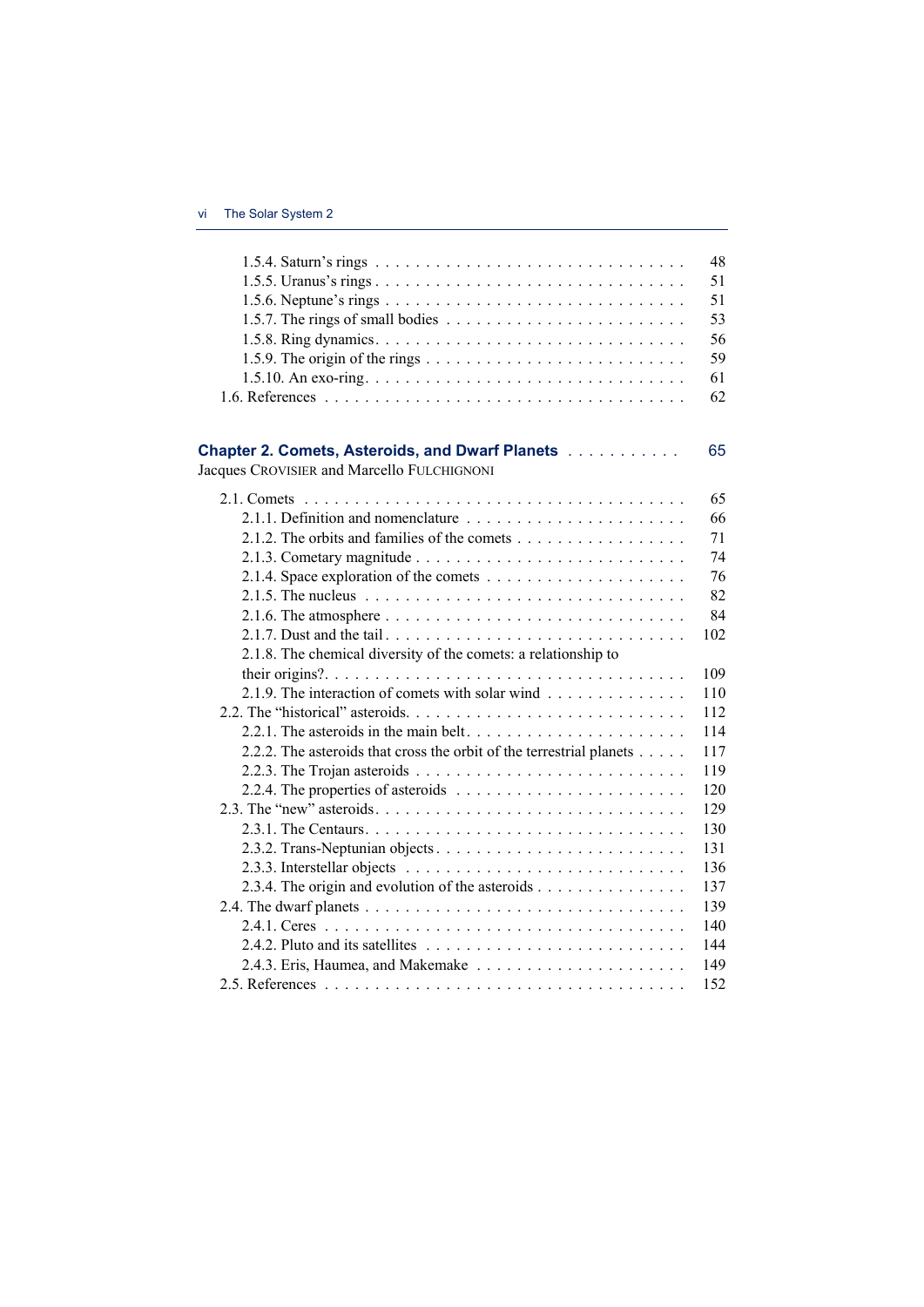1.5.4. Saturn’s rings . . . . . . . . . . . . . . . . . . . . . . . . . . . . . . 48
1.5.5. Uranus’s rings . . . . . . . . . . . . . . . . . . . . . . . . . . . . . . 51
1.5.6. Neptune’s rings . . . . . . . . . . . . . . . . . . . . . . . . . . . . . 51
1.5.7. The rings of small bodies . . . . . . . . . . . . . . . . . . . . . . . . 53
1.5.8. Ring dynamics. . . . . . . . . . . . . . . . . . . . . . . . . . . . . . 56
1.5.9. The origin of the rings . . . . . . . . . . . . . . . . . . . . . . . . . 59
1.5.10. An exo-ring. . . . . . . . . . . . . . . . . . . . . . . . . . . . . . . 61
1.6. References . . . . . . . . . . . . . . . . . . . . . . . . . . . . . . . . . . 62

## Chapter 2. Comets, Asteroids, and Dwarf Planets . . . . . . . . . . . 65

Jacques CROVISIER and Marcello FULCHIGNONI

2.1. Comets . . . . . . . . . . . . . . . . . . . . . . . . . . . . . . . . . . . . 65
2.1.1. Definition and nomenclature . . . . . . . . . . . . . . . . . . . . . . 66
2.1.2. The orbits and families of the comets . . . . . . . . . . . . . . . . . 71
2.1.3. Cometary magnitude . . . . . . . . . . . . . . . . . . . . . . . . . . 74
2.1.4. Space exploration of the comets . . . . . . . . . . . . . . . . . . . . 76
2.1.5. The nucleus . . . . . . . . . . . . . . . . . . . . . . . . . . . . . . . 82
2.1.6. The atmosphere . . . . . . . . . . . . . . . . . . . . . . . . . . . . . 84
2.1.7. Dust and the tail . . . . . . . . . . . . . . . . . . . . . . . . . . . . 102
2.1.8. The chemical diversity of the comets: a relationship to their origins?. . . . . . . . . . . . . . . . . . . . . . . . . . . . . . . . . 109
2.1.9. The interaction of comets with solar wind . . . . . . . . . . . . . . 110
2.2. The “historical” asteroids. . . . . . . . . . . . . . . . . . . . . . . . . . . 112
2.2.1. The asteroids in the main belt. . . . . . . . . . . . . . . . . . . . . . 114
2.2.2. The asteroids that cross the orbit of the terrestrial planets . . . . . 117
2.2.3. The Trojan asteroids . . . . . . . . . . . . . . . . . . . . . . . . . . 119
2.2.4. The properties of asteroids . . . . . . . . . . . . . . . . . . . . . . . 120
2.3. The “new” asteroids. . . . . . . . . . . . . . . . . . . . . . . . . . . . . . 129
2.3.1. The Centaurs. . . . . . . . . . . . . . . . . . . . . . . . . . . . . . . 130
2.3.2. Trans-Neptunian objects . . . . . . . . . . . . . . . . . . . . . . . . 131
2.3.3. Interstellar objects . . . . . . . . . . . . . . . . . . . . . . . . . . . 136
2.3.4. The origin and evolution of the asteroids . . . . . . . . . . . . . . . 137
2.4. The dwarf planets . . . . . . . . . . . . . . . . . . . . . . . . . . . . . . . 139
2.4.1. Ceres . . . . . . . . . . . . . . . . . . . . . . . . . . . . . . . . . . . 140
2.4.2. Pluto and its satellites . . . . . . . . . . . . . . . . . . . . . . . . . 144
2.4.3. Eris, Haumea, and Makemake . . . . . . . . . . . . . . . . . . . . . 149
2.5. References . . . . . . . . . . . . . . . . . . . . . . . . . . . . . . . . . . 152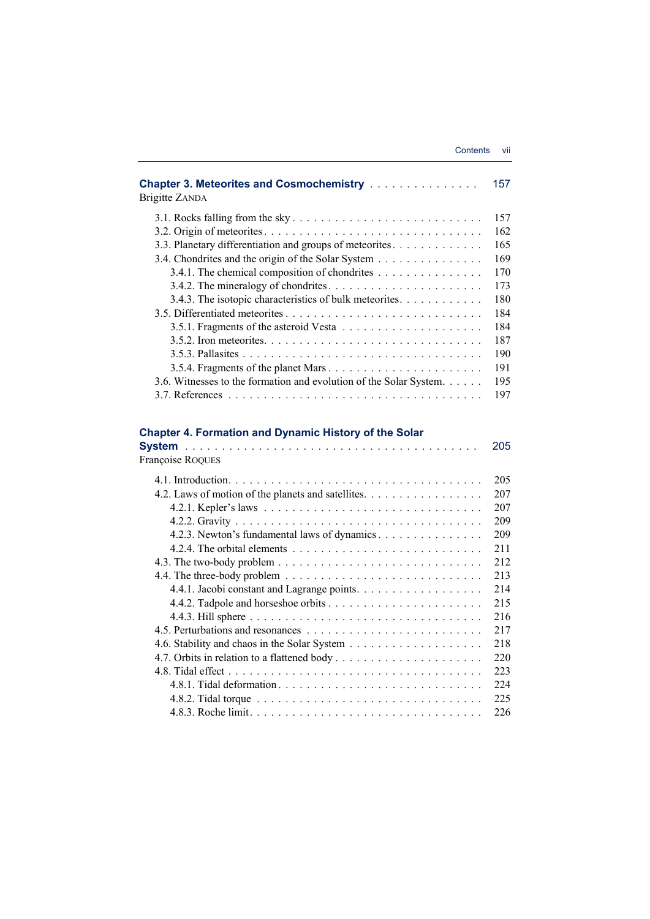**Chapter 3. Meteorites and Cosmochemistry** . . . . . . . . . . . . . . . 157
Brigitte ZANDA

3.1. Rocks falling from the sky . . . . . . . . . . . . . . . . . . . . . . . . . . 157
3.2. Origin of meteorites . . . . . . . . . . . . . . . . . . . . . . . . . . . . . 162
3.3. Planetary differentiation and groups of meteorites . . . . . . . . . . . . 165
3.4. Chondrites and the origin of the Solar System . . . . . . . . . . . . . . 169
  3.4.1. The chemical composition of chondrites . . . . . . . . . . . . . . 170
  3.4.2. The mineralogy of chondrites . . . . . . . . . . . . . . . . . . . . . 173
  3.4.3. The isotopic characteristics of bulk meteorites . . . . . . . . . . . 180
3.5. Differentiated meteorites . . . . . . . . . . . . . . . . . . . . . . . . . . 184
  3.5.1. Fragments of the asteroid Vesta . . . . . . . . . . . . . . . . . . . 184
  3.5.2. Iron meteorites . . . . . . . . . . . . . . . . . . . . . . . . . . . . . 187
  3.5.3. Pallasites . . . . . . . . . . . . . . . . . . . . . . . . . . . . . . . . 190
  3.5.4. Fragments of the planet Mars . . . . . . . . . . . . . . . . . . . . . 191
3.6. Witnesses to the formation and evolution of the Solar System . . . . . . 195
3.7. References . . . . . . . . . . . . . . . . . . . . . . . . . . . . . . . . . . 197

**Chapter 4. Formation and Dynamic History of the Solar System** . . . . . . . . . . . . . . . . . . . . . . . . . . . . . . . . . . . . . 205
Françoise ROQUES

4.1. Introduction . . . . . . . . . . . . . . . . . . . . . . . . . . . . . . . . . 205
4.2. Laws of motion of the planets and satellites . . . . . . . . . . . . . . . . 207
  4.2.1. Kepler's laws . . . . . . . . . . . . . . . . . . . . . . . . . . . . . . 207
  4.2.2. Gravity . . . . . . . . . . . . . . . . . . . . . . . . . . . . . . . . . 209
  4.2.3. Newton's fundamental laws of dynamics . . . . . . . . . . . . . . . 209
  4.2.4. The orbital elements . . . . . . . . . . . . . . . . . . . . . . . . . . 211
4.3. The two-body problem . . . . . . . . . . . . . . . . . . . . . . . . . . . . 212
4.4. The three-body problem . . . . . . . . . . . . . . . . . . . . . . . . . . . 213
  4.4.1. Jacobi constant and Lagrange points . . . . . . . . . . . . . . . . . 214
  4.4.2. Tadpole and horseshoe orbits . . . . . . . . . . . . . . . . . . . . . 215
  4.4.3. Hill sphere . . . . . . . . . . . . . . . . . . . . . . . . . . . . . . . 216
4.5. Perturbations and resonances . . . . . . . . . . . . . . . . . . . . . . . . 217
4.6. Stability and chaos in the Solar System . . . . . . . . . . . . . . . . . . 218
4.7. Orbits in relation to a flattened body . . . . . . . . . . . . . . . . . . . . 220
4.8. Tidal effect . . . . . . . . . . . . . . . . . . . . . . . . . . . . . . . . . . 223
  4.8.1. Tidal deformation . . . . . . . . . . . . . . . . . . . . . . . . . . . . 224
  4.8.2. Tidal torque . . . . . . . . . . . . . . . . . . . . . . . . . . . . . . . 225
  4.8.3. Roche limit . . . . . . . . . . . . . . . . . . . . . . . . . . . . . . . 226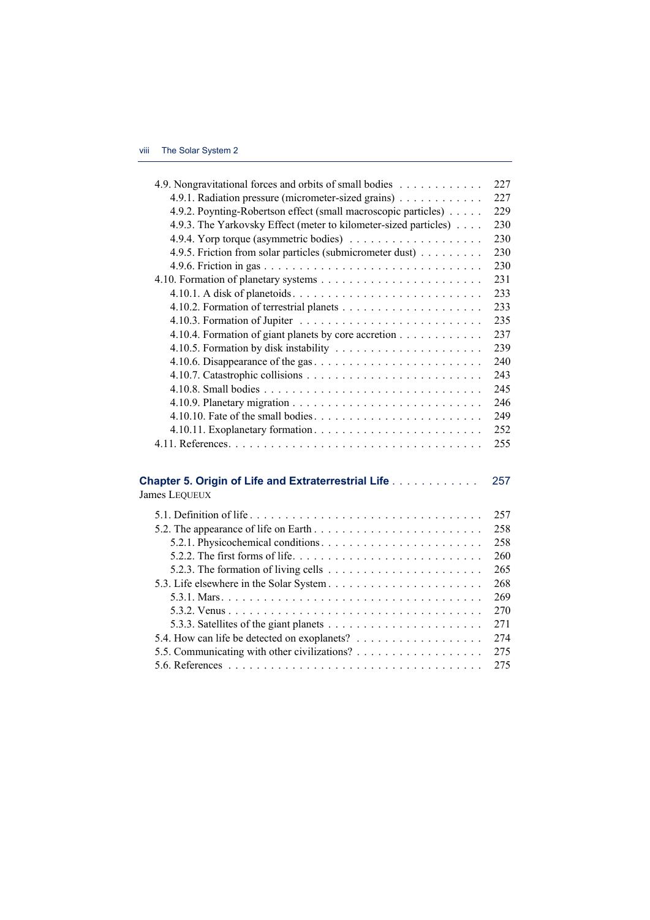4.9. Nongravitational forces and orbits of small bodies . . . . . . . . . . . . 227
  4.9.1. Radiation pressure (micrometer-sized grains) . . . . . . . . . . . . 227
  4.9.2. Poynting-Robertson effect (small macroscopic particles) . . . . . 229
  4.9.3. The Yarkovsky Effect (meter to kilometer-sized particles) . . . . 230
  4.9.4. Yorp torque (asymmetric bodies) . . . . . . . . . . . . . . . . . . . 230
  4.9.5. Friction from solar particles (submicrometer dust) . . . . . . . . . 230
  4.9.6. Friction in gas . . . . . . . . . . . . . . . . . . . . . . . . . . . . . . 230
4.10. Formation of planetary systems . . . . . . . . . . . . . . . . . . . . . . 231
  4.10.1. A disk of planetoids . . . . . . . . . . . . . . . . . . . . . . . . . . . 233
  4.10.2. Formation of terrestrial planets . . . . . . . . . . . . . . . . . . . . 233
  4.10.3. Formation of Jupiter . . . . . . . . . . . . . . . . . . . . . . . . . . 235
  4.10.4. Formation of giant planets by core accretion . . . . . . . . . . . . 237
  4.10.5. Formation by disk instability . . . . . . . . . . . . . . . . . . . . . 239
  4.10.6. Disappearance of the gas . . . . . . . . . . . . . . . . . . . . . . . . 240
  4.10.7. Catastrophic collisions . . . . . . . . . . . . . . . . . . . . . . . . . 243
  4.10.8. Small bodies . . . . . . . . . . . . . . . . . . . . . . . . . . . . . . . 245
  4.10.9. Planetary migration . . . . . . . . . . . . . . . . . . . . . . . . . . . 246
  4.10.10. Fate of the small bodies . . . . . . . . . . . . . . . . . . . . . . . . 249
  4.10.11. Exoplanetary formation . . . . . . . . . . . . . . . . . . . . . . . . 252
4.11. References . . . . . . . . . . . . . . . . . . . . . . . . . . . . . . . . . . . 255

## Chapter 5. Origin of Life and Extraterrestrial Life . . . . . . . . . . . . 257

James LEQUEUX

5.1. Definition of life . . . . . . . . . . . . . . . . . . . . . . . . . . . . . . . . 257
5.2. The appearance of life on Earth . . . . . . . . . . . . . . . . . . . . . . . 258
  5.2.1. Physicochemical conditions . . . . . . . . . . . . . . . . . . . . . . . 258
  5.2.2. The first forms of life . . . . . . . . . . . . . . . . . . . . . . . . . . 260
  5.2.3. The formation of living cells . . . . . . . . . . . . . . . . . . . . . . 265
5.3. Life elsewhere in the Solar System . . . . . . . . . . . . . . . . . . . . . 268
  5.3.1. Mars . . . . . . . . . . . . . . . . . . . . . . . . . . . . . . . . . . . . 269
  5.3.2. Venus . . . . . . . . . . . . . . . . . . . . . . . . . . . . . . . . . . . 270
  5.3.3. Satellites of the giant planets . . . . . . . . . . . . . . . . . . . . . 271
5.4. How can life be detected on exoplanets? . . . . . . . . . . . . . . . . . . 274
5.5. Communicating with other civilizations? . . . . . . . . . . . . . . . . . . 275
5.6. References . . . . . . . . . . . . . . . . . . . . . . . . . . . . . . . . . . . 275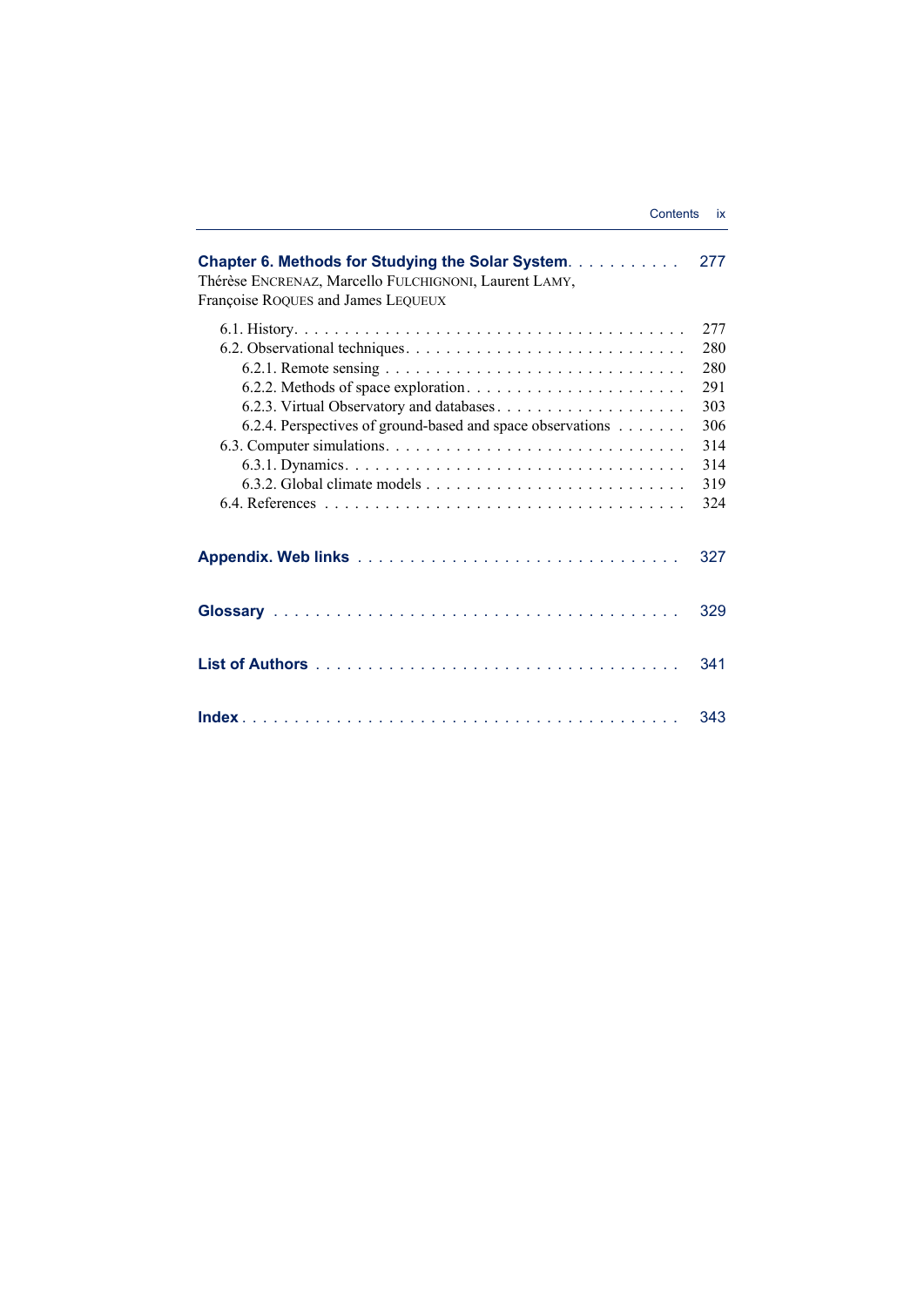**Chapter 6. Methods for Studying the Solar System** . . . . . . . . . . . 277
Thérèse ENCRENAZ, Marcello FULCHIGNONI, Laurent LAMY, Françoise ROQUES and James LEQUEUX

- 6.1. History . . . . . . . . . . . . . . . . . . . . . . . . . . . . . . . . . . . 277
- 6.2. Observational techniques . . . . . . . . . . . . . . . . . . . . . . . . . . 280
  - 6.2.1. Remote sensing . . . . . . . . . . . . . . . . . . . . . . . . . . . . 280
  - 6.2.2. Methods of space exploration . . . . . . . . . . . . . . . . . . . . . 291
  - 6.2.3. Virtual Observatory and databases . . . . . . . . . . . . . . . . . . 303
  - 6.2.4. Perspectives of ground-based and space observations . . . . . . . 306
- 6.3. Computer simulations . . . . . . . . . . . . . . . . . . . . . . . . . . . . 314
  - 6.3.1. Dynamics . . . . . . . . . . . . . . . . . . . . . . . . . . . . . . . 314
  - 6.3.2. Global climate models . . . . . . . . . . . . . . . . . . . . . . . . 319
- 6.4. References . . . . . . . . . . . . . . . . . . . . . . . . . . . . . . . . . 324

**Appendix. Web links** . . . . . . . . . . . . . . . . . . . . . . . . . . . . . . 327

**Glossary** . . . . . . . . . . . . . . . . . . . . . . . . . . . . . . . . . . . . 329

**List of Authors** . . . . . . . . . . . . . . . . . . . . . . . . . . . . . . . . 341

**Index** . . . . . . . . . . . . . . . . . . . . . . . . . . . . . . . . . . . . . . 343